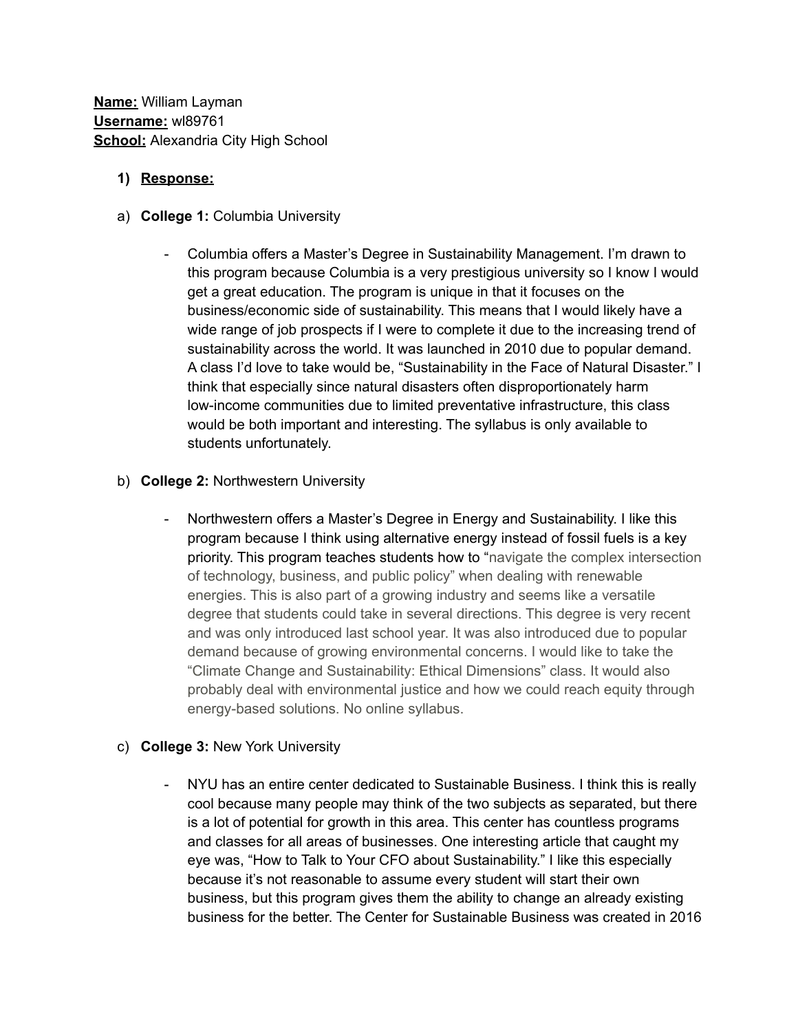**Name:** William Layman
**Username:** wl89761
**School:** Alexandria City High School

1) **Response:**

a) **College 1:** Columbia University

- Columbia offers a Master's Degree in Sustainability Management. I'm drawn to this program because Columbia is a very prestigious university so I know I would get a great education. The program is unique in that it focuses on the business/economic side of sustainability. This means that I would likely have a wide range of job prospects if I were to complete it due to the increasing trend of sustainability across the world. It was launched in 2010 due to popular demand. A class I'd love to take would be, "Sustainability in the Face of Natural Disaster." I think that especially since natural disasters often disproportionately harm low-income communities due to limited preventative infrastructure, this class would be both important and interesting. The syllabus is only available to students unfortunately.

b) **College 2:** Northwestern University

- Northwestern offers a Master's Degree in Energy and Sustainability. I like this program because I think using alternative energy instead of fossil fuels is a key priority. This program teaches students how to "navigate the complex intersection of technology, business, and public policy" when dealing with renewable energies. This is also part of a growing industry and seems like a versatile degree that students could take in several directions. This degree is very recent and was only introduced last school year. It was also introduced due to popular demand because of growing environmental concerns. I would like to take the "Climate Change and Sustainability: Ethical Dimensions" class. It would also probably deal with environmental justice and how we could reach equity through energy-based solutions. No online syllabus.

c) **College 3:** New York University

- NYU has an entire center dedicated to Sustainable Business. I think this is really cool because many people may think of the two subjects as separated, but there is a lot of potential for growth in this area. This center has countless programs and classes for all areas of businesses. One interesting article that caught my eye was, "How to Talk to Your CFO about Sustainability." I like this especially because it's not reasonable to assume every student will start their own business, but this program gives them the ability to change an already existing business for the better. The Center for Sustainable Business was created in 2016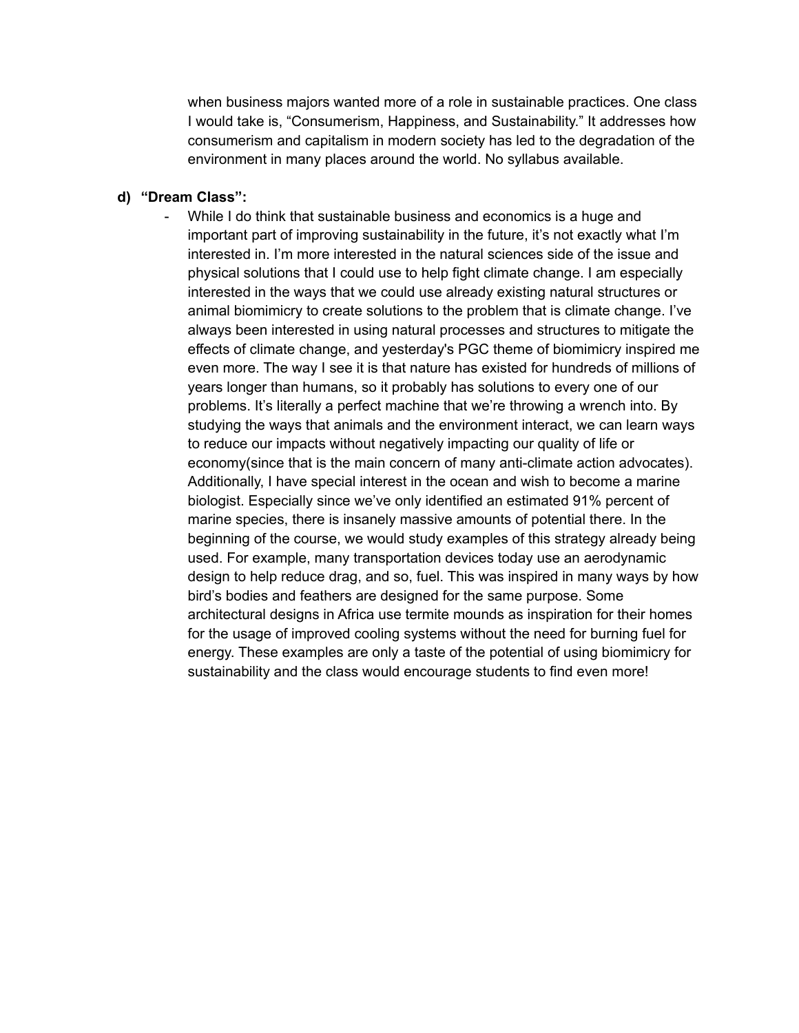when business majors wanted more of a role in sustainable practices. One class I would take is, "Consumerism, Happiness, and Sustainability." It addresses how consumerism and capitalism in modern society has led to the degradation of the environment in many places around the world. No syllabus available.

**d) "Dream Class":**

- While I do think that sustainable business and economics is a huge and important part of improving sustainability in the future, it's not exactly what I'm interested in. I'm more interested in the natural sciences side of the issue and physical solutions that I could use to help fight climate change. I am especially interested in the ways that we could use already existing natural structures or animal biomimicry to create solutions to the problem that is climate change. I've always been interested in using natural processes and structures to mitigate the effects of climate change, and yesterday's PGC theme of biomimicry inspired me even more. The way I see it is that nature has existed for hundreds of millions of years longer than humans, so it probably has solutions to every one of our problems. It's literally a perfect machine that we're throwing a wrench into. By studying the ways that animals and the environment interact, we can learn ways to reduce our impacts without negatively impacting our quality of life or economy(since that is the main concern of many anti-climate action advocates). Additionally, I have special interest in the ocean and wish to become a marine biologist. Especially since we've only identified an estimated 91% percent of marine species, there is insanely massive amounts of potential there. In the beginning of the course, we would study examples of this strategy already being used. For example, many transportation devices today use an aerodynamic design to help reduce drag, and so, fuel. This was inspired in many ways by how bird's bodies and feathers are designed for the same purpose. Some architectural designs in Africa use termite mounds as inspiration for their homes for the usage of improved cooling systems without the need for burning fuel for energy. These examples are only a taste of the potential of using biomimicry for sustainability and the class would encourage students to find even more!